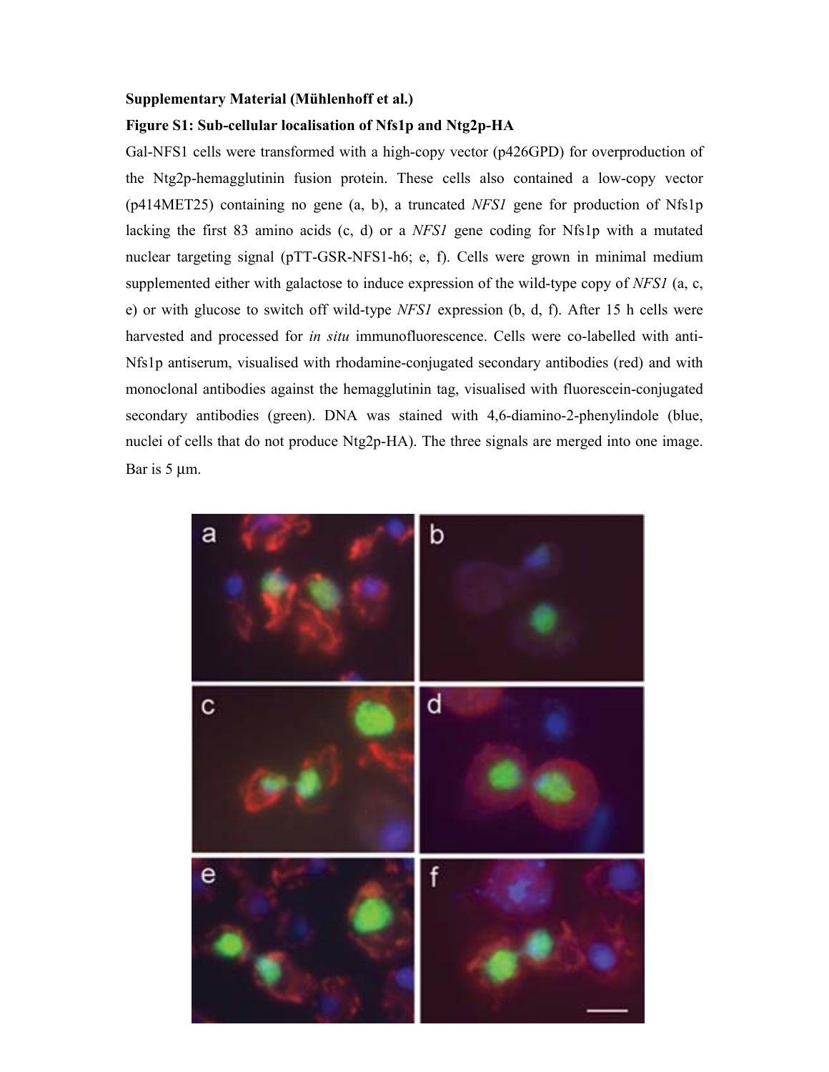**Supplementary Material (Mühlenhoff et al.)**

**Figure S1: Sub-cellular localisation of Nfs1p and Ntg2p-HA**

Gal-NFS1 cells were transformed with a high-copy vector (p426GPD) for overproduction of the Ntg2p-hemagglutinin fusion protein. These cells also contained a low-copy vector (p414MET25) containing no gene (a, b), a truncated *NFS1* gene for production of Nfs1p lacking the first 83 amino acids (c, d) or a *NFS1* gene coding for Nfs1p with a mutated nuclear targeting signal (pTT-GSR-NFS1-h6; e, f). Cells were grown in minimal medium supplemented either with galactose to induce expression of the wild-type copy of *NFS1* (a, c, e) or with glucose to switch off wild-type *NFS1* expression (b, d, f). After 15 h cells were harvested and processed for *in situ* immunofluorescence. Cells were co-labelled with anti-Nfs1p antiserum, visualised with rhodamine-conjugated secondary antibodies (red) and with monoclonal antibodies against the hemagglutinin tag, visualised with fluorescein-conjugated secondary antibodies (green). DNA was stained with 4,6-diamino-2-phenylindole (blue, nuclei of cells that do not produce Ntg2p-HA). The three signals are merged into one image. Bar is 5 μm.

a

b

c

d

e

f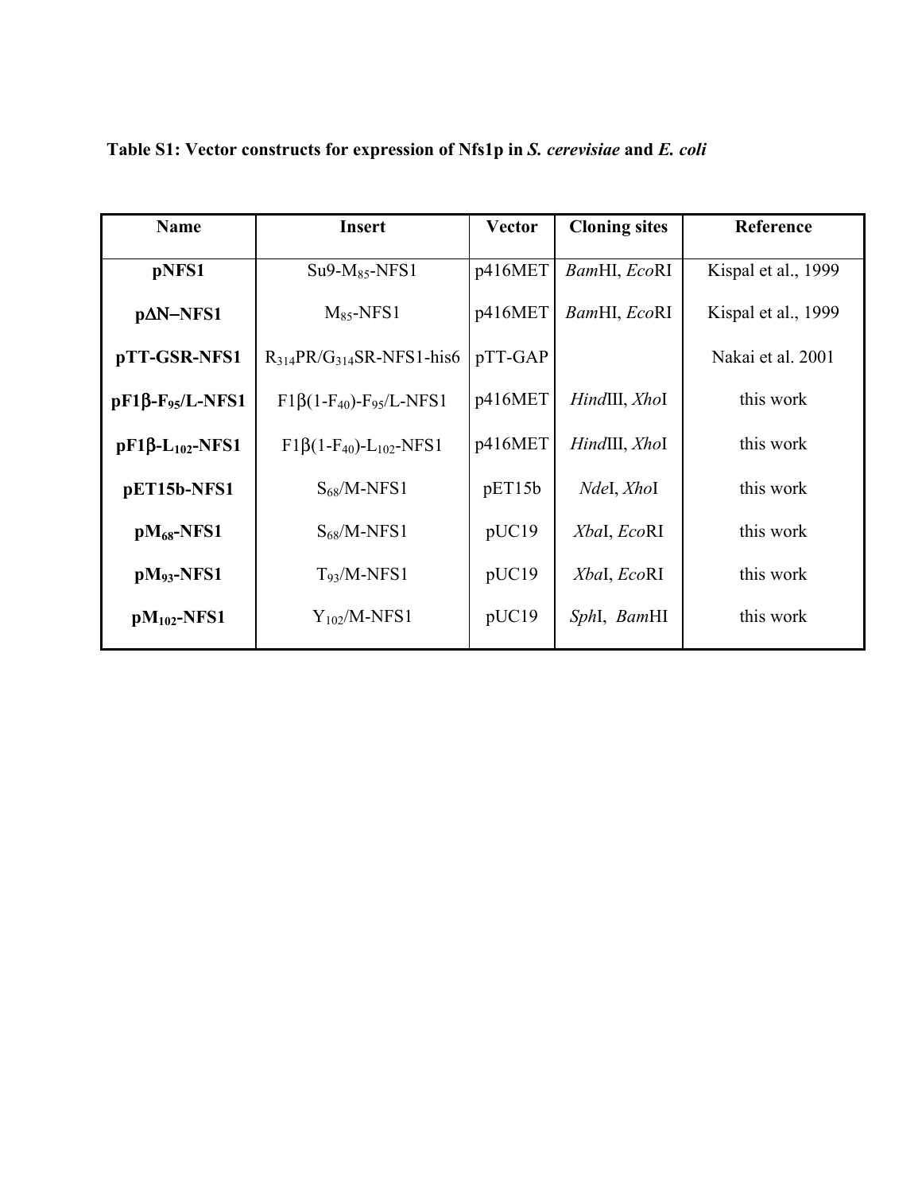**Table S1: Vector constructs for expression of Nfs1p in *S. cerevisiae* and *E. coli***

| Name | Insert | Vector | Cloning sites | Reference |
|---|---|---|---|---|
| **pNFS1** | Su9-$M_{85}$-NFS1 | p416MET | *Bam*HI, *Eco*RI | Kispal et al., 1999 |
| **pΔN–NFS1** | $M_{85}$-NFS1 | p416MET | *Bam*HI, *Eco*RI | Kispal et al., 1999 |
| **pTT-GSR-NFS1** | $R_{314}$PR/$G_{314}$SR-NFS1-his6 | pTT-GAP | | Nakai et al. 2001 |
| **pF1β-$F_{95}$/L-NFS1** | F1β(1-$F_{40}$)-$F_{95}$/L-NFS1 | p416MET | *Hind*III, *Xho*I | this work |
| **pF1β-$L_{102}$-NFS1** | F1β(1-$F_{40}$)-$L_{102}$-NFS1 | p416MET | *Hind*III, *Xho*I | this work |
| **pET15b-NFS1** | $S_{68}$/M-NFS1 | pET15b | *Nde*I, *Xho*I | this work |
| **p$M_{68}$-NFS1** | $S_{68}$/M-NFS1 | pUC19 | *Xba*I, *Eco*RI | this work |
| **p$M_{93}$-NFS1** | $T_{93}$/M-NFS1 | pUC19 | *Xba*I, *Eco*RI | this work |
| **p$M_{102}$-NFS1** | $Y_{102}$/M-NFS1 | pUC19 | *Sph*I, *Bam*HI | this work |